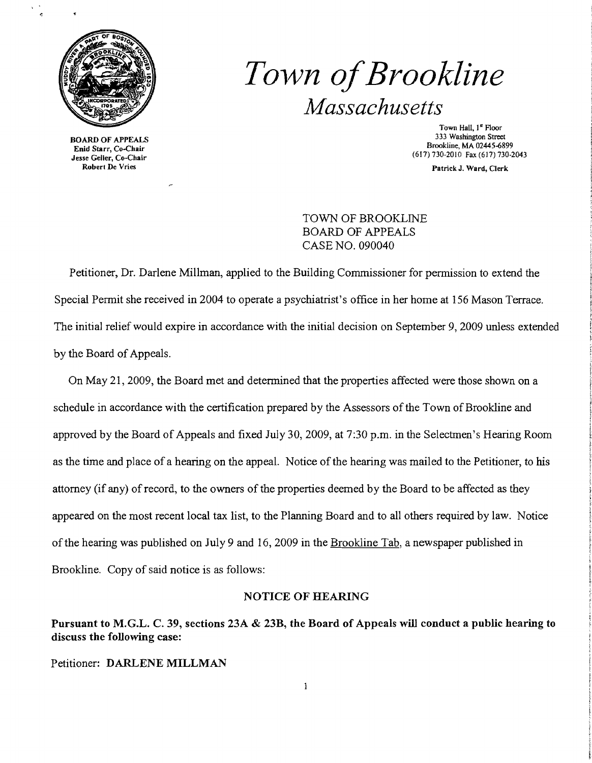# *Town of Brookline*

## *Massachusetts*

**BOARD OF APPEALS**
**Enid Starr, Co-Chair**
**Jesse Geller, Co-Chair**
**Robert De Vries**

Town Hall, 1st Floor
333 Washington Street
Brookline, MA 02445-6899
(617) 730-2010 Fax (617) 730-2043

**Patrick J. Ward, Clerk**

TOWN OF BROOKLINE
BOARD OF APPEALS
CASE NO. 090040

Petitioner, Dr. Darlene Millman, applied to the Building Commissioner for permission to extend the Special Permit she received in 2004 to operate a psychiatrist's office in her home at 156 Mason Terrace. The initial relief would expire in accordance with the initial decision on September 9, 2009 unless extended by the Board of Appeals.

On May 21, 2009, the Board met and determined that the properties affected were those shown on a schedule in accordance with the certification prepared by the Assessors of the Town of Brookline and approved by the Board of Appeals and fixed July 30, 2009, at 7:30 p.m. in the Selectmen's Hearing Room as the time and place of a hearing on the appeal. Notice of the hearing was mailed to the Petitioner, to his attorney (if any) of record, to the owners of the properties deemed by the Board to be affected as they appeared on the most recent local tax list, to the Planning Board and to all others required by law. Notice of the hearing was published on July 9 and 16, 2009 in the Brookline Tab, a newspaper published in Brookline. Copy of said notice is as follows:

**NOTICE OF HEARING**

**Pursuant to M.G.L. C. 39, sections 23A & 23B, the Board of Appeals will conduct a public hearing to discuss the following case:**

Petitioner: **DARLENE MILLMAN**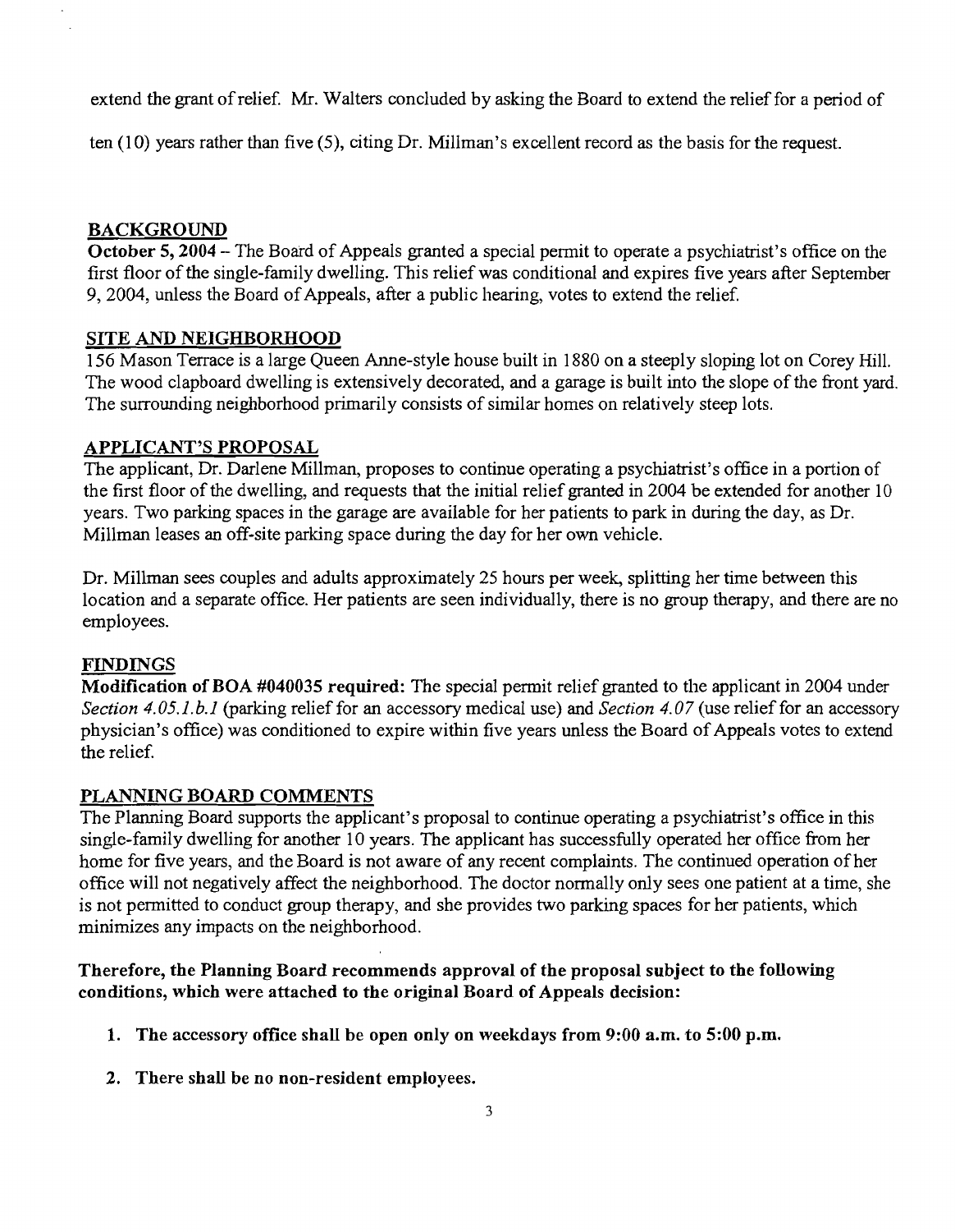extend the grant of relief. Mr. Walters concluded by asking the Board to extend the relief for a period of ten (10) years rather than five (5), citing Dr. Millman's excellent record as the basis for the request.

## BACKGROUND

**October 5, 2004** – The Board of Appeals granted a special permit to operate a psychiatrist's office on the first floor of the single-family dwelling. This relief was conditional and expires five years after September 9, 2004, unless the Board of Appeals, after a public hearing, votes to extend the relief.

## SITE AND NEIGHBORHOOD

156 Mason Terrace is a large Queen Anne-style house built in 1880 on a steeply sloping lot on Corey Hill. The wood clapboard dwelling is extensively decorated, and a garage is built into the slope of the front yard. The surrounding neighborhood primarily consists of similar homes on relatively steep lots.

## APPLICANT'S PROPOSAL

The applicant, Dr. Darlene Millman, proposes to continue operating a psychiatrist's office in a portion of the first floor of the dwelling, and requests that the initial relief granted in 2004 be extended for another 10 years. Two parking spaces in the garage are available for her patients to park in during the day, as Dr. Millman leases an off-site parking space during the day for her own vehicle.

Dr. Millman sees couples and adults approximately 25 hours per week, splitting her time between this location and a separate office. Her patients are seen individually, there is no group therapy, and there are no employees.

## FINDINGS

**Modification of BOA #040035 required:** The special permit relief granted to the applicant in 2004 under *Section 4.05.1.b.1* (parking relief for an accessory medical use) and *Section 4.07* (use relief for an accessory physician's office) was conditioned to expire within five years unless the Board of Appeals votes to extend the relief.

## PLANNING BOARD COMMENTS

The Planning Board supports the applicant's proposal to continue operating a psychiatrist's office in this single-family dwelling for another 10 years. The applicant has successfully operated her office from her home for five years, and the Board is not aware of any recent complaints. The continued operation of her office will not negatively affect the neighborhood. The doctor normally only sees one patient at a time, she is not permitted to conduct group therapy, and she provides two parking spaces for her patients, which minimizes any impacts on the neighborhood.

**Therefore, the Planning Board recommends approval of the proposal subject to the following conditions, which were attached to the original Board of Appeals decision:**

1. **The accessory office shall be open only on weekdays from 9:00 a.m. to 5:00 p.m.**
2. **There shall be no non-resident employees.**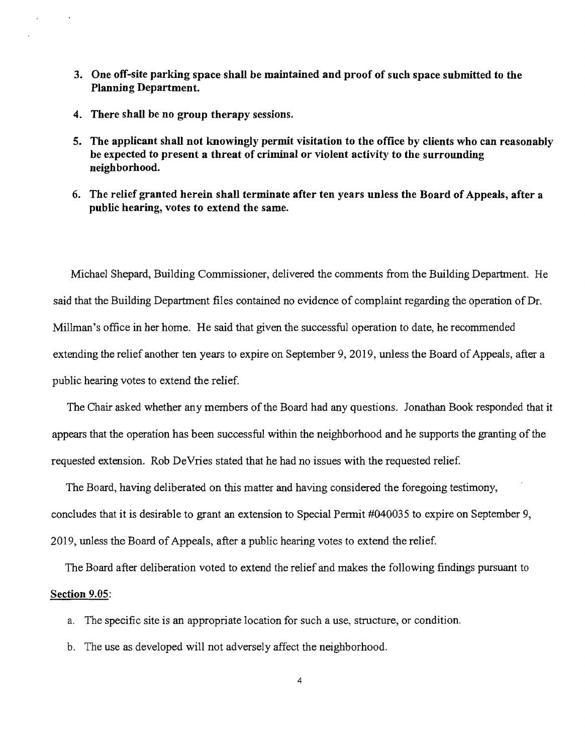3. **One off-site parking space shall be maintained and proof of such space submitted to the Planning Department.**

4. **There shall be no group therapy sessions.**

5. **The applicant shall not knowingly permit visitation to the office by clients who can reasonably be expected to present a threat of criminal or violent activity to the surrounding neighborhood.**

6. **The relief granted herein shall terminate after ten years unless the Board of Appeals, after a public hearing, votes to extend the same.**

Michael Shepard, Building Commissioner, delivered the comments from the Building Department. He said that the Building Department files contained no evidence of complaint regarding the operation of Dr. Millman's office in her home. He said that given the successful operation to date, he recommended extending the relief another ten years to expire on September 9, 2019, unless the Board of Appeals, after a public hearing votes to extend the relief.

The Chair asked whether any members of the Board had any questions. Jonathan Book responded that it appears that the operation has been successful within the neighborhood and he supports the granting of the requested extension. Rob DeVries stated that he had no issues with the requested relief.

The Board, having deliberated on this matter and having considered the foregoing testimony, concludes that it is desirable to grant an extension to Special Permit #040035 to expire on September 9, 2019, unless the Board of Appeals, after a public hearing votes to extend the relief.

The Board after deliberation voted to extend the relief and makes the following findings pursuant to **Section 9.05**:

a. The specific site is an appropriate location for such a use, structure, or condition.

b. The use as developed will not adversely affect the neighborhood.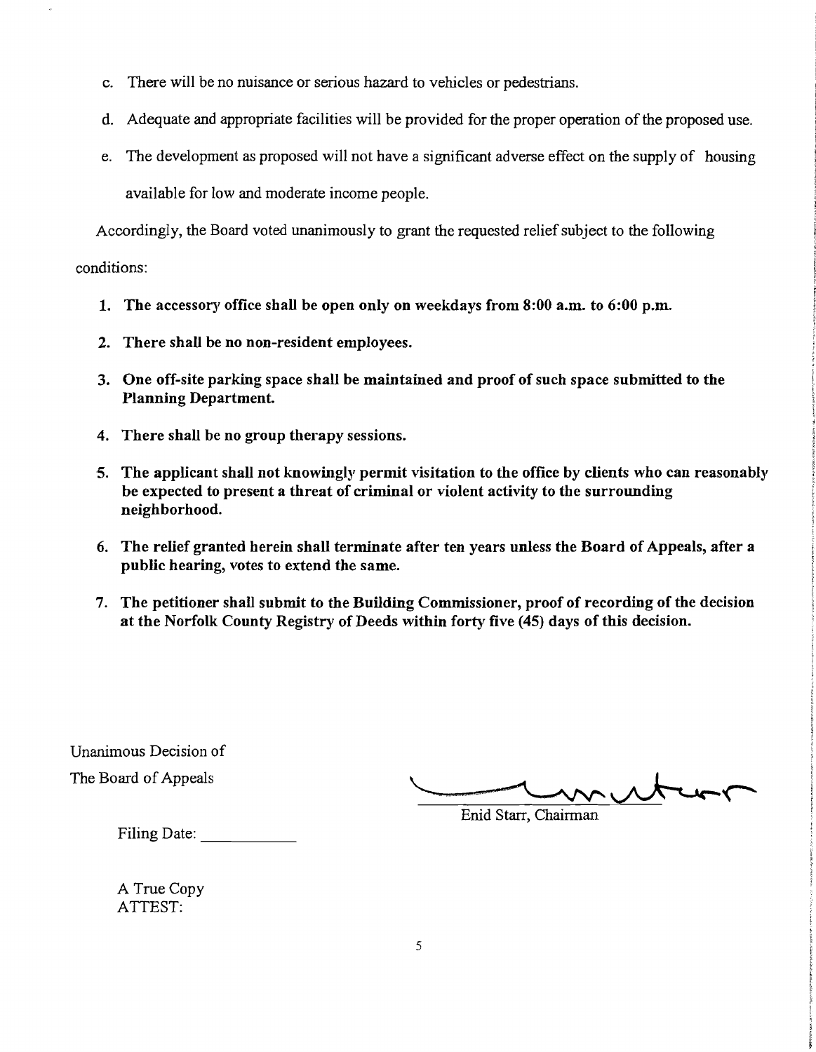c. There will be no nuisance or serious hazard to vehicles or pedestrians.

d. Adequate and appropriate facilities will be provided for the proper operation of the proposed use.

e. The development as proposed will not have a significant adverse effect on the supply of housing available for low and moderate income people.

Accordingly, the Board voted unanimously to grant the requested relief subject to the following conditions:

1. **The accessory office shall be open only on weekdays from 8:00 a.m. to 6:00 p.m.**

2. **There shall be no non-resident employees.**

3. **One off-site parking space shall be maintained and proof of such space submitted to the Planning Department.**

4. **There shall be no group therapy sessions.**

5. **The applicant shall not knowingly permit visitation to the office by clients who can reasonably be expected to present a threat of criminal or violent activity to the surrounding neighborhood.**

6. **The relief granted herein shall terminate after ten years unless the Board of Appeals, after a public hearing, votes to extend the same.**

7. **The petitioner shall submit to the Building Commissioner, proof of recording of the decision at the Norfolk County Registry of Deeds within forty five (45) days of this decision.**

Unanimous Decision of
The Board of Appeals

Enid Starr, Chairman

Filing Date: ___________

A True Copy
ATTEST: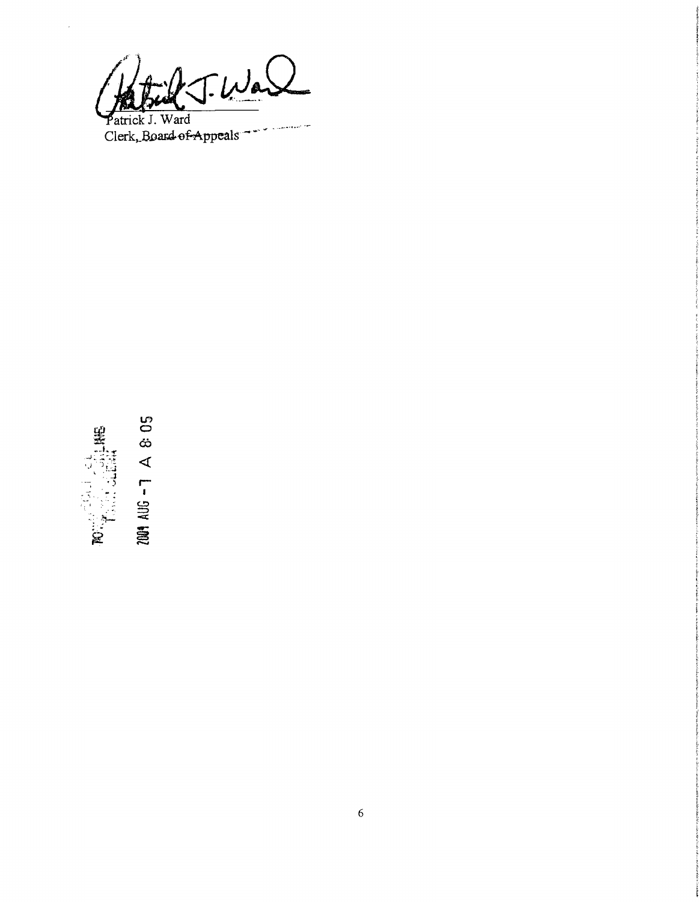Patrick J. Ward
Clerk, Board of Appeals

TOWN OF COLLINS
TOWN CLERK

2001 AUG -7 A 8:05